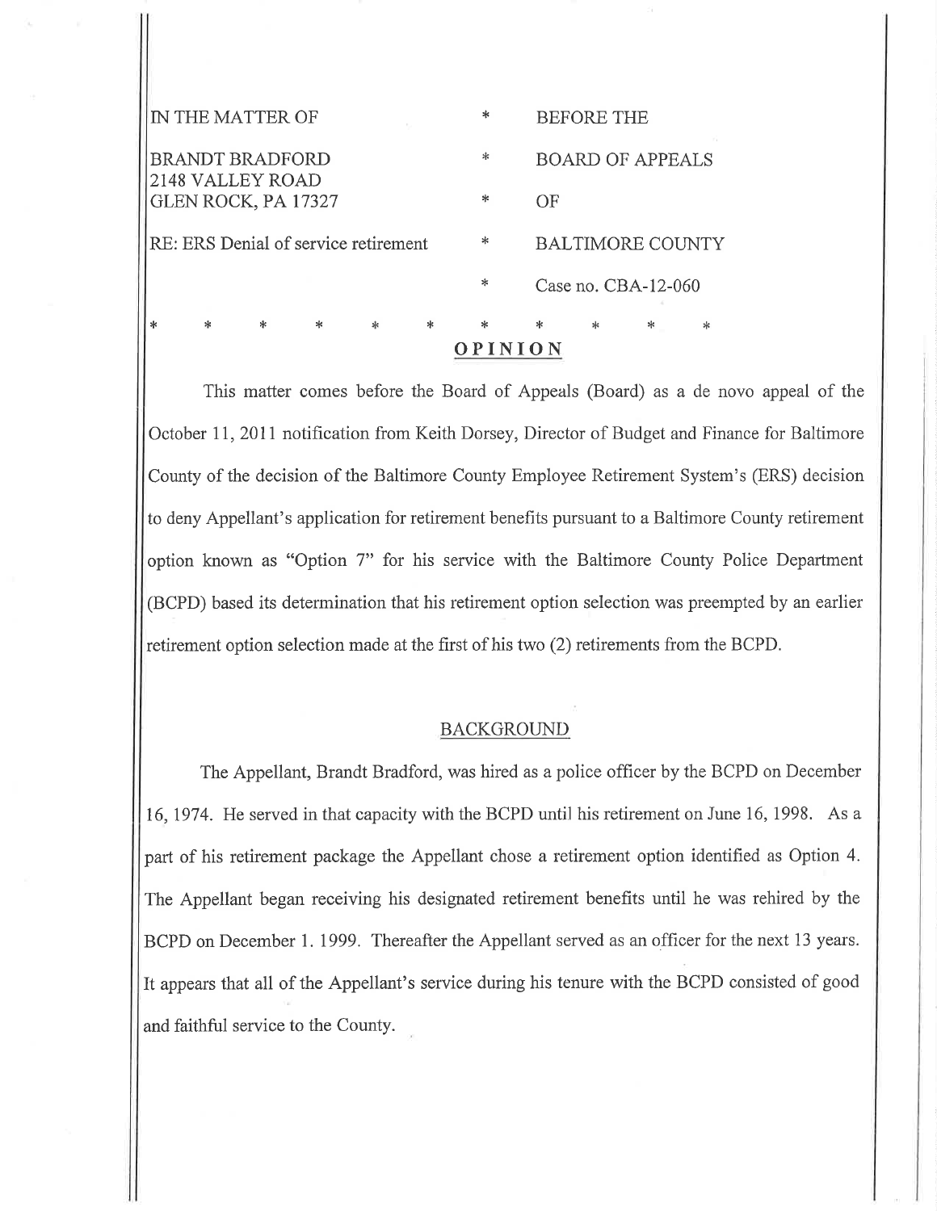| IN THE MATTER OF | * | BEFORE THE |
|---|---|---|
| BRANDT BRADFORD<br>2148 VALLEY ROAD<br>GLEN ROCK, PA 17327 | *<br><br>* | BOARD OF APPEALS<br><br>OF |
| RE: ERS Denial of service retirement | * | BALTIMORE COUNTY |
| | * | Case no. CBA-12-060 |

\* \* \* \* \* \* \* \* \* \* \*

# OPINION

This matter comes before the Board of Appeals (Board) as a de novo appeal of the October 11, 2011 notification from Keith Dorsey, Director of Budget and Finance for Baltimore County of the decision of the Baltimore County Employee Retirement System's (ERS) decision to deny Appellant's application for retirement benefits pursuant to a Baltimore County retirement option known as "Option 7" for his service with the Baltimore County Police Department (BCPD) based its determination that his retirement option selection was preempted by an earlier retirement option selection made at the first of his two (2) retirements from the BCPD.

## BACKGROUND

The Appellant, Brandt Bradford, was hired as a police officer by the BCPD on December 16, 1974. He served in that capacity with the BCPD until his retirement on June 16, 1998. As a part of his retirement package the Appellant chose a retirement option identified as Option 4. The Appellant began receiving his designated retirement benefits until he was rehired by the BCPD on December 1. 1999. Thereafter the Appellant served as an officer for the next 13 years. It appears that all of the Appellant's service during his tenure with the BCPD consisted of good and faithful service to the County.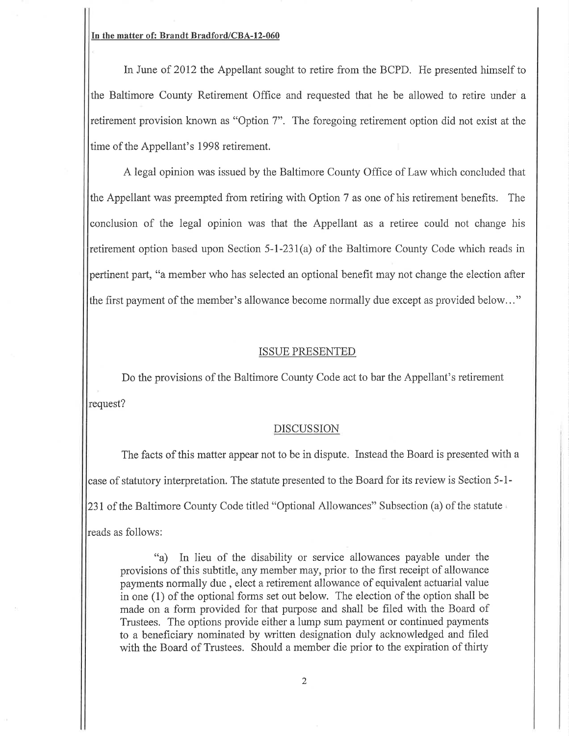**In the matter of: Brandt Bradford/CBA-12-060**

In June of 2012 the Appellant sought to retire from the BCPD. He presented himself to the Baltimore County Retirement Office and requested that he be allowed to retire under a retirement provision known as "Option 7". The foregoing retirement option did not exist at the time of the Appellant's 1998 retirement.

A legal opinion was issued by the Baltimore County Office of Law which concluded that the Appellant was preempted from retiring with Option 7 as one of his retirement benefits. The conclusion of the legal opinion was that the Appellant as a retiree could not change his retirement option based upon Section 5-1-231(a) of the Baltimore County Code which reads in pertinent part, "a member who has selected an optional benefit may not change the election after the first payment of the member's allowance become normally due except as provided below…"

## ISSUE PRESENTED

Do the provisions of the Baltimore County Code act to bar the Appellant's retirement request?

## DISCUSSION

The facts of this matter appear not to be in dispute. Instead the Board is presented with a case of statutory interpretation. The statute presented to the Board for its review is Section 5-1-231 of the Baltimore County Code titled "Optional Allowances" Subsection (a) of the statute reads as follows:

> "a) In lieu of the disability or service allowances payable under the provisions of this subtitle, any member may, prior to the first receipt of allowance payments normally due , elect a retirement allowance of equivalent actuarial value in one (1) of the optional forms set out below. The election of the option shall be made on a form provided for that purpose and shall be filed with the Board of Trustees. The options provide either a lump sum payment or continued payments to a beneficiary nominated by written designation duly acknowledged and filed with the Board of Trustees. Should a member die prior to the expiration of thirty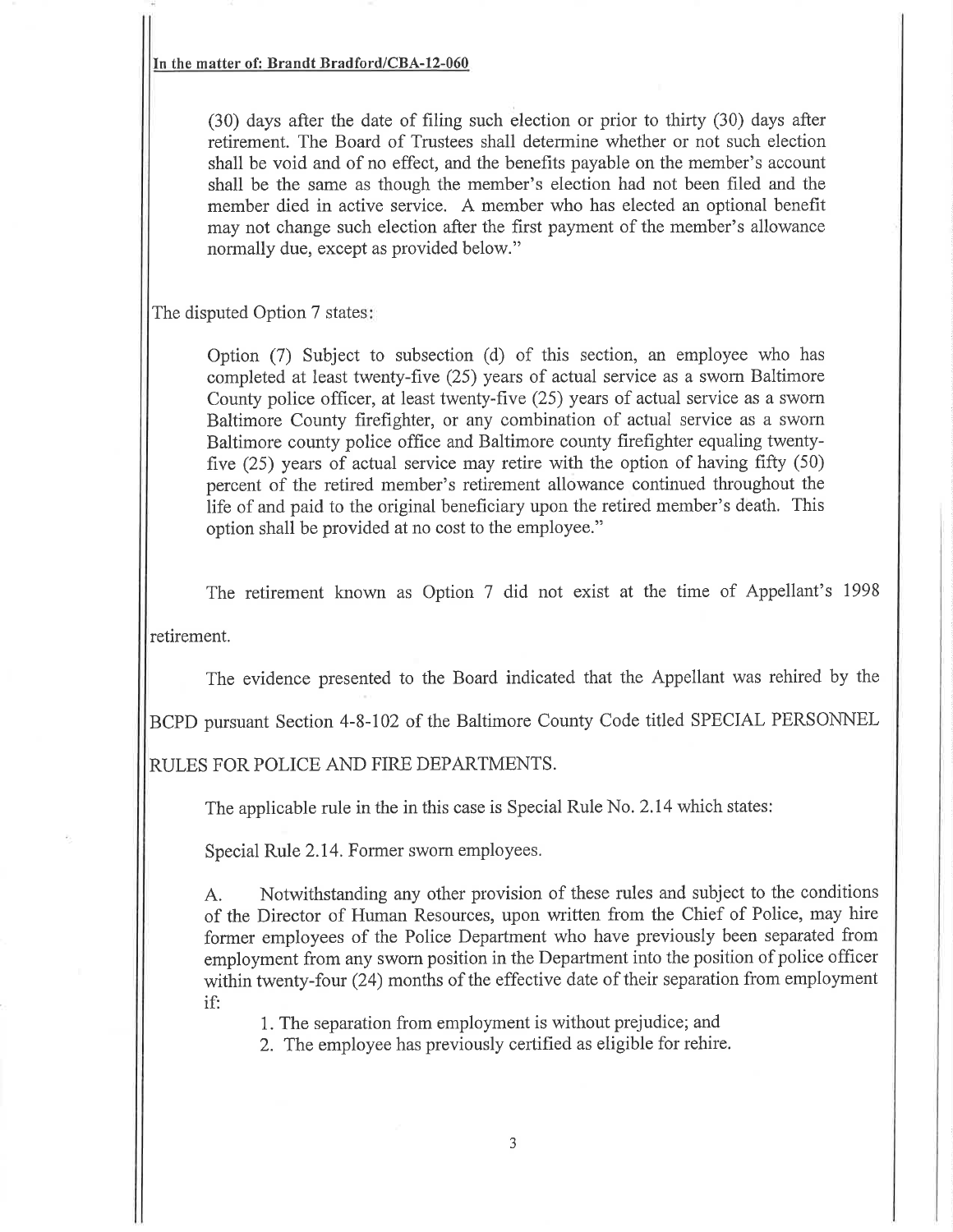(30) days after the date of filing such election or prior to thirty (30) days after retirement. The Board of Trustees shall determine whether or not such election shall be void and of no effect, and the benefits payable on the member's account shall be the same as though the member's election had not been filed and the member died in active service. A member who has elected an optional benefit may not change such election after the first payment of the member's allowance normally due, except as provided below."

The disputed Option 7 states:

> Option (7) Subject to subsection (d) of this section, an employee who has completed at least twenty-five (25) years of actual service as a sworn Baltimore County police officer, at least twenty-five (25) years of actual service as a sworn Baltimore County firefighter, or any combination of actual service as a sworn Baltimore county police office and Baltimore county firefighter equaling twenty-five (25) years of actual service may retire with the option of having fifty (50) percent of the retired member's retirement allowance continued throughout the life of and paid to the original beneficiary upon the retired member's death. This option shall be provided at no cost to the employee."

The retirement known as Option 7 did not exist at the time of Appellant's 1998 retirement.

The evidence presented to the Board indicated that the Appellant was rehired by the BCPD pursuant Section 4-8-102 of the Baltimore County Code titled SPECIAL PERSONNEL RULES FOR POLICE AND FIRE DEPARTMENTS.

The applicable rule in the in this case is Special Rule No. 2.14 which states:

Special Rule 2.14. Former sworn employees.

> A. Notwithstanding any other provision of these rules and subject to the conditions of the Director of Human Resources, upon written from the Chief of Police, may hire former employees of the Police Department who have previously been separated from employment from any sworn position in the Department into the position of police officer within twenty-four (24) months of the effective date of their separation from employment if:
>
> 1. The separation from employment is without prejudice; and
> 2. The employee has previously certified as eligible for rehire.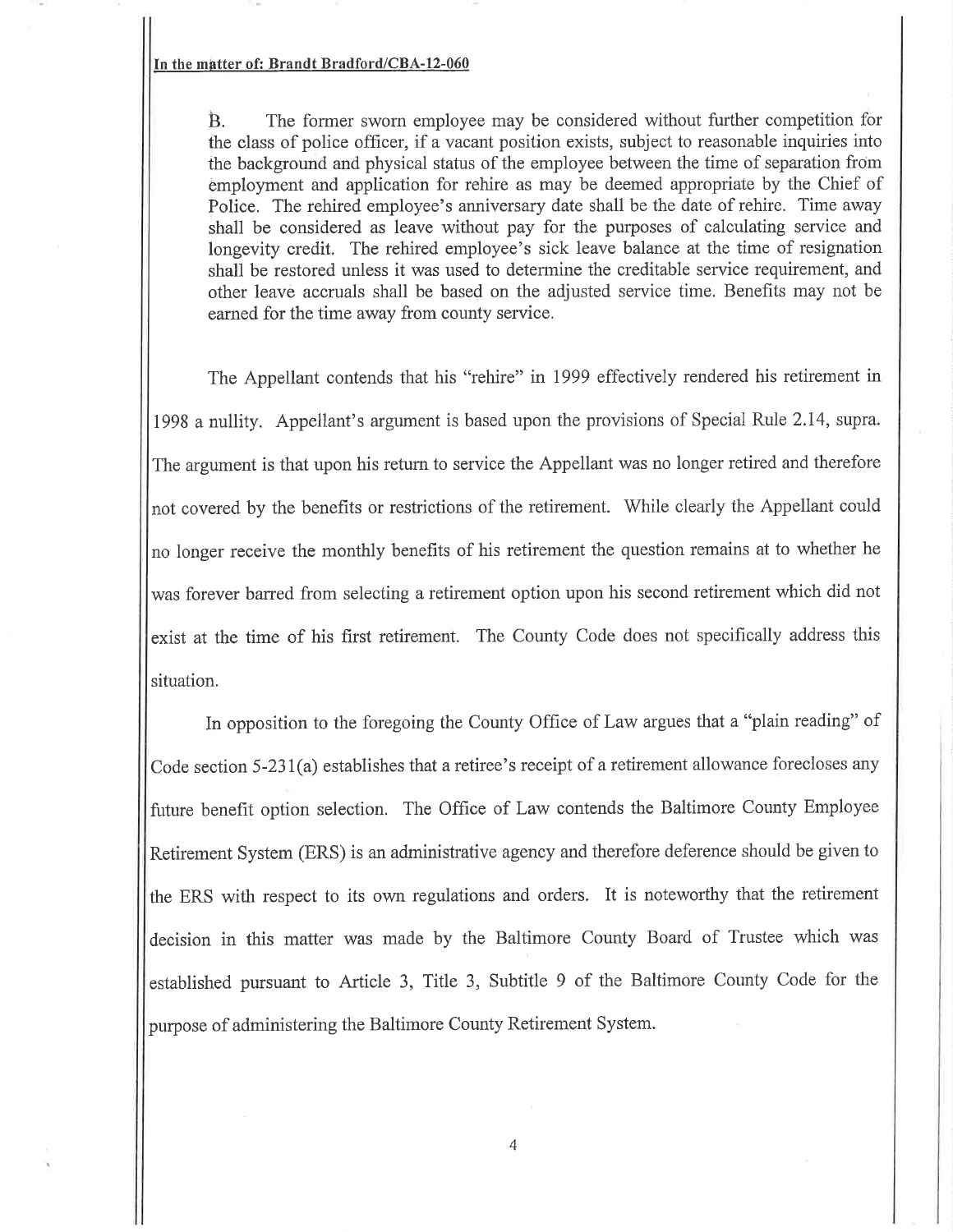B. The former sworn employee may be considered without further competition for the class of police officer, if a vacant position exists, subject to reasonable inquiries into the background and physical status of the employee between the time of separation from employment and application for rehire as may be deemed appropriate by the Chief of Police. The rehired employee's anniversary date shall be the date of rehire. Time away shall be considered as leave without pay for the purposes of calculating service and longevity credit. The rehired employee's sick leave balance at the time of resignation shall be restored unless it was used to determine the creditable service requirement, and other leave accruals shall be based on the adjusted service time. Benefits may not be earned for the time away from county service.

The Appellant contends that his "rehire" in 1999 effectively rendered his retirement in 1998 a nullity. Appellant's argument is based upon the provisions of Special Rule 2.14, supra. The argument is that upon his return to service the Appellant was no longer retired and therefore not covered by the benefits or restrictions of the retirement. While clearly the Appellant could no longer receive the monthly benefits of his retirement the question remains at to whether he was forever barred from selecting a retirement option upon his second retirement which did not exist at the time of his first retirement. The County Code does not specifically address this situation.

In opposition to the foregoing the County Office of Law argues that a "plain reading" of Code section 5-231(a) establishes that a retiree's receipt of a retirement allowance forecloses any future benefit option selection. The Office of Law contends the Baltimore County Employee Retirement System (ERS) is an administrative agency and therefore deference should be given to the ERS with respect to its own regulations and orders. It is noteworthy that the retirement decision in this matter was made by the Baltimore County Board of Trustee which was established pursuant to Article 3, Title 3, Subtitle 9 of the Baltimore County Code for the purpose of administering the Baltimore County Retirement System.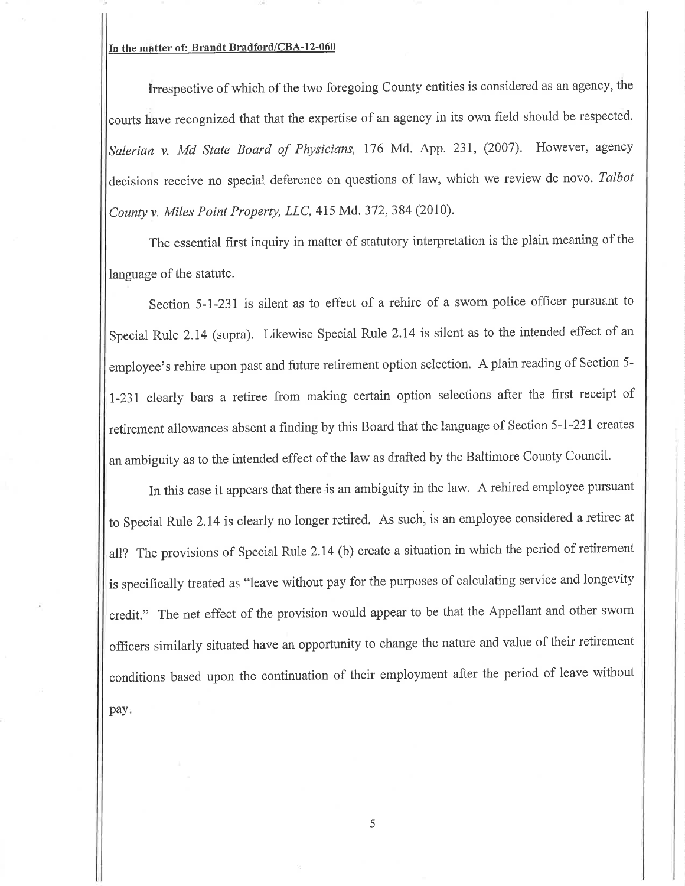**In the matter of: Brandt Bradford/CBA-12-060**

Irrespective of which of the two foregoing County entities is considered as an agency, the courts have recognized that that the expertise of an agency in its own field should be respected. *Salerian v. Md State Board of Physicians,* 176 Md. App. 231, (2007). However, agency decisions receive no special deference on questions of law, which we review de novo. *Talbot County v. Miles Point Property, LLC,* 415 Md. 372, 384 (2010).

The essential first inquiry in matter of statutory interpretation is the plain meaning of the language of the statute.

Section 5-1-231 is silent as to effect of a rehire of a sworn police officer pursuant to Special Rule 2.14 (supra). Likewise Special Rule 2.14 is silent as to the intended effect of an employee's rehire upon past and future retirement option selection. A plain reading of Section 5-1-231 clearly bars a retiree from making certain option selections after the first receipt of retirement allowances absent a finding by this Board that the language of Section 5-1-231 creates an ambiguity as to the intended effect of the law as drafted by the Baltimore County Council.

In this case it appears that there is an ambiguity in the law. A rehired employee pursuant to Special Rule 2.14 is clearly no longer retired. As such, is an employee considered a retiree at all? The provisions of Special Rule 2.14 (b) create a situation in which the period of retirement is specifically treated as "leave without pay for the purposes of calculating service and longevity credit." The net effect of the provision would appear to be that the Appellant and other sworn officers similarly situated have an opportunity to change the nature and value of their retirement conditions based upon the continuation of their employment after the period of leave without pay.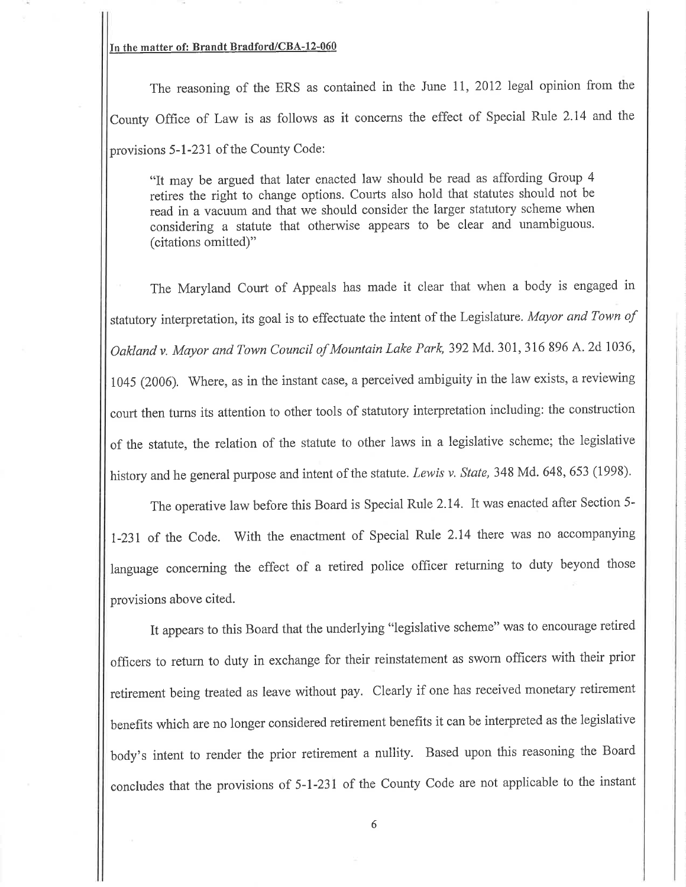**In the matter of: Brandt Bradford/CBA-12-060**

The reasoning of the ERS as contained in the June 11, 2012 legal opinion from the County Office of Law is as follows as it concerns the effect of Special Rule 2.14 and the provisions 5-1-231 of the County Code:

> "It may be argued that later enacted law should be read as affording Group 4 retires the right to change options. Courts also hold that statutes should not be read in a vacuum and that we should consider the larger statutory scheme when considering a statute that otherwise appears to be clear and unambiguous. (citations omitted)"

The Maryland Court of Appeals has made it clear that when a body is engaged in statutory interpretation, its goal is to effectuate the intent of the Legislature. *Mayor and Town of Oakland v. Mayor and Town Council of Mountain Lake Park,* 392 Md. 301, 316 896 A. 2d 1036, 1045 (2006). Where, as in the instant case, a perceived ambiguity in the law exists, a reviewing court then turns its attention to other tools of statutory interpretation including: the construction of the statute, the relation of the statute to other laws in a legislative scheme; the legislative history and he general purpose and intent of the statute. *Lewis v. State,* 348 Md. 648, 653 (1998).

The operative law before this Board is Special Rule 2.14. It was enacted after Section 5-1-231 of the Code. With the enactment of Special Rule 2.14 there was no accompanying language concerning the effect of a retired police officer returning to duty beyond those provisions above cited.

It appears to this Board that the underlying "legislative scheme" was to encourage retired officers to return to duty in exchange for their reinstatement as sworn officers with their prior retirement being treated as leave without pay. Clearly if one has received monetary retirement benefits which are no longer considered retirement benefits it can be interpreted as the legislative body's intent to render the prior retirement a nullity. Based upon this reasoning the Board concludes that the provisions of 5-1-231 of the County Code are not applicable to the instant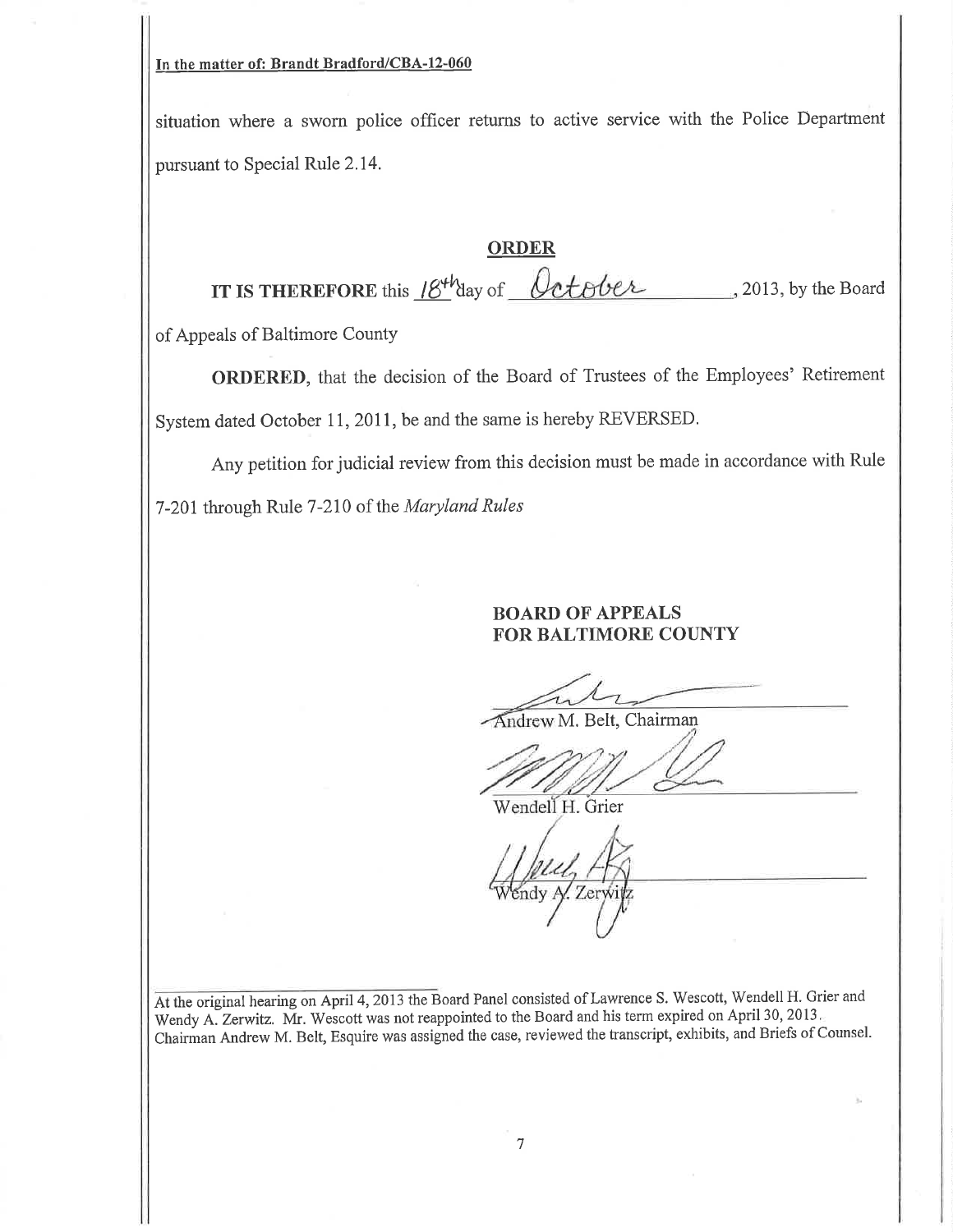In the matter of: Brandt Bradford/CBA-12-060

situation where a sworn police officer returns to active service with the Police Department pursuant to Special Rule 2.14.

## ORDER

**IT IS THEREFORE** this 18th day of October, 2013, by the Board of Appeals of Baltimore County

**ORDERED**, that the decision of the Board of Trustees of the Employees' Retirement System dated October 11, 2011, be and the same is hereby REVERSED.

Any petition for judicial review from this decision must be made in accordance with Rule 7-201 through Rule 7-210 of the *Maryland Rules*

**BOARD OF APPEALS**
**FOR BALTIMORE COUNTY**

Andrew M. Belt, Chairman

Wendell H. Grier

Wendy A. Zerwitz

---

At the original hearing on April 4, 2013 the Board Panel consisted of Lawrence S. Wescott, Wendell H. Grier and Wendy A. Zerwitz. Mr. Wescott was not reappointed to the Board and his term expired on April 30, 2013. Chairman Andrew M. Belt, Esquire was assigned the case, reviewed the transcript, exhibits, and Briefs of Counsel.